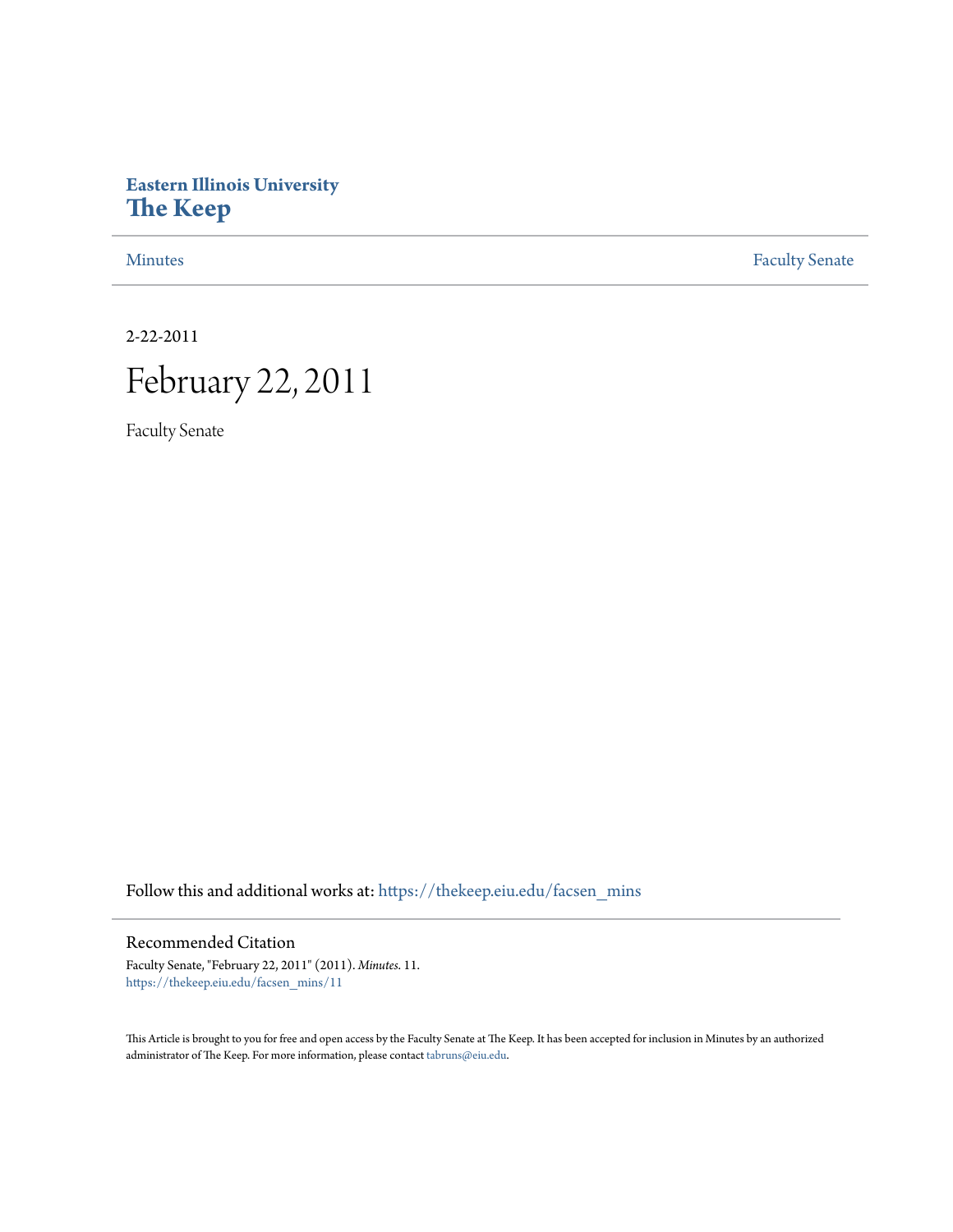**Eastern Illinois University**
**The Keep**

Minutes | Faculty Senate

2-22-2011

# February 22, 2011

Faculty Senate

Follow this and additional works at: https://thekeep.eiu.edu/facsen_mins

## Recommended Citation

Faculty Senate, "February 22, 2011" (2011). *Minutes*. 11.
https://thekeep.eiu.edu/facsen_mins/11

This Article is brought to you for free and open access by the Faculty Senate at The Keep. It has been accepted for inclusion in Minutes by an authorized administrator of The Keep. For more information, please contact tabruns@eiu.edu.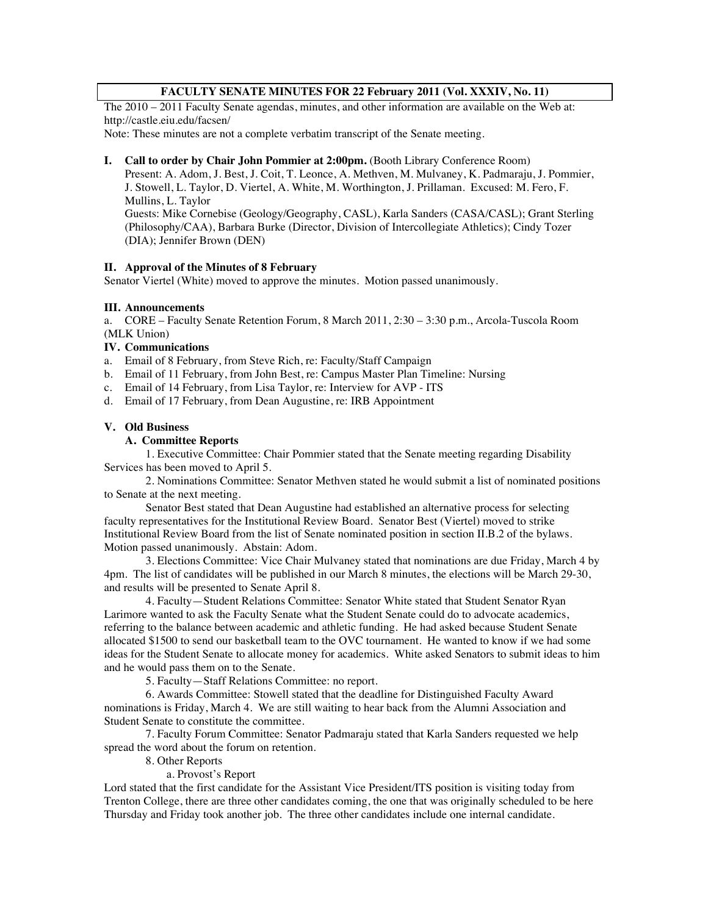**FACULTY SENATE MINUTES FOR 22 February 2011 (Vol. XXXIV, No. 11)**

The 2010 – 2011 Faculty Senate agendas, minutes, and other information are available on the Web at: http://castle.eiu.edu/facsen/

Note: These minutes are not a complete verbatim transcript of the Senate meeting.

## I. Call to order by Chair John Pommier at 2:00pm. (Booth Library Conference Room)

Present: A. Adom, J. Best, J. Coit, T. Leonce, A. Methven, M. Mulvaney, K. Padmaraju, J. Pommier, J. Stowell, L. Taylor, D. Viertel, A. White, M. Worthington, J. Prillaman. Excused: M. Fero, F. Mullins, L. Taylor

Guests: Mike Cornebise (Geology/Geography, CASL), Karla Sanders (CASA/CASL); Grant Sterling (Philosophy/CAA), Barbara Burke (Director, Division of Intercollegiate Athletics); Cindy Tozer (DIA); Jennifer Brown (DEN)

## II. Approval of the Minutes of 8 February

Senator Viertel (White) moved to approve the minutes. Motion passed unanimously.

## III. Announcements

a. CORE – Faculty Senate Retention Forum, 8 March 2011, 2:30 – 3:30 p.m., Arcola-Tuscola Room (MLK Union)

## IV. Communications

a. Email of 8 February, from Steve Rich, re: Faculty/Staff Campaign
b. Email of 11 February, from John Best, re: Campus Master Plan Timeline: Nursing
c. Email of 14 February, from Lisa Taylor, re: Interview for AVP - ITS
d. Email of 17 February, from Dean Augustine, re: IRB Appointment

## V. Old Business

### A. Committee Reports

1. Executive Committee: Chair Pommier stated that the Senate meeting regarding Disability Services has been moved to April 5.

2. Nominations Committee: Senator Methven stated he would submit a list of nominated positions to Senate at the next meeting.

Senator Best stated that Dean Augustine had established an alternative process for selecting faculty representatives for the Institutional Review Board. Senator Best (Viertel) moved to strike Institutional Review Board from the list of Senate nominated position in section II.B.2 of the bylaws. Motion passed unanimously. Abstain: Adom.

3. Elections Committee: Vice Chair Mulvaney stated that nominations are due Friday, March 4 by 4pm. The list of candidates will be published in our March 8 minutes, the elections will be March 29-30, and results will be presented to Senate April 8.

4. Faculty—Student Relations Committee: Senator White stated that Student Senator Ryan Larimore wanted to ask the Faculty Senate what the Student Senate could do to advocate academics, referring to the balance between academic and athletic funding. He had asked because Student Senate allocated $1500 to send our basketball team to the OVC tournament. He wanted to know if we had some ideas for the Student Senate to allocate money for academics. White asked Senators to submit ideas to him and he would pass them on to the Senate.

5. Faculty—Staff Relations Committee: no report.

6. Awards Committee: Stowell stated that the deadline for Distinguished Faculty Award nominations is Friday, March 4. We are still waiting to hear back from the Alumni Association and Student Senate to constitute the committee.

7. Faculty Forum Committee: Senator Padmaraju stated that Karla Sanders requested we help spread the word about the forum on retention.

8. Other Reports

a. Provost's Report

Lord stated that the first candidate for the Assistant Vice President/ITS position is visiting today from Trenton College, there are three other candidates coming, the one that was originally scheduled to be here Thursday and Friday took another job. The three other candidates include one internal candidate.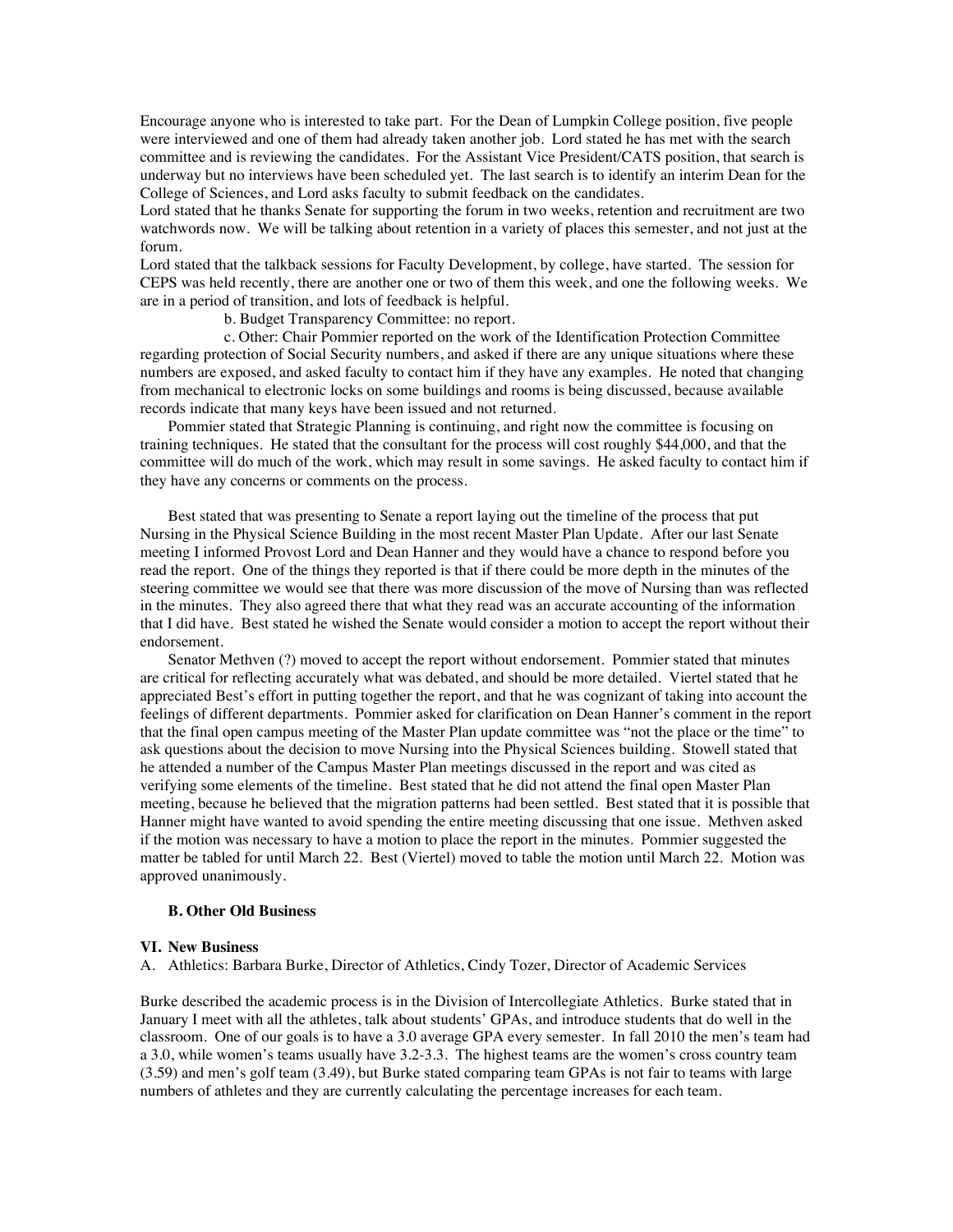Encourage anyone who is interested to take part. For the Dean of Lumpkin College position, five people were interviewed and one of them had already taken another job. Lord stated he has met with the search committee and is reviewing the candidates. For the Assistant Vice President/CATS position, that search is underway but no interviews have been scheduled yet. The last search is to identify an interim Dean for the College of Sciences, and Lord asks faculty to submit feedback on the candidates.

Lord stated that he thanks Senate for supporting the forum in two weeks, retention and recruitment are two watchwords now. We will be talking about retention in a variety of places this semester, and not just at the forum.

Lord stated that the talkback sessions for Faculty Development, by college, have started. The session for CEPS was held recently, there are another one or two of them this week, and one the following weeks. We are in a period of transition, and lots of feedback is helpful.

b. Budget Transparency Committee: no report.

c. Other: Chair Pommier reported on the work of the Identification Protection Committee regarding protection of Social Security numbers, and asked if there are any unique situations where these numbers are exposed, and asked faculty to contact him if they have any examples. He noted that changing from mechanical to electronic locks on some buildings and rooms is being discussed, because available records indicate that many keys have been issued and not returned.

Pommier stated that Strategic Planning is continuing, and right now the committee is focusing on training techniques. He stated that the consultant for the process will cost roughly $44,000, and that the committee will do much of the work, which may result in some savings. He asked faculty to contact him if they have any concerns or comments on the process.

Best stated that was presenting to Senate a report laying out the timeline of the process that put Nursing in the Physical Science Building in the most recent Master Plan Update. After our last Senate meeting I informed Provost Lord and Dean Hanner and they would have a chance to respond before you read the report. One of the things they reported is that if there could be more depth in the minutes of the steering committee we would see that there was more discussion of the move of Nursing than was reflected in the minutes. They also agreed there that what they read was an accurate accounting of the information that I did have. Best stated he wished the Senate would consider a motion to accept the report without their endorsement.

Senator Methven (?) moved to accept the report without endorsement. Pommier stated that minutes are critical for reflecting accurately what was debated, and should be more detailed. Viertel stated that he appreciated Best's effort in putting together the report, and that he was cognizant of taking into account the feelings of different departments. Pommier asked for clarification on Dean Hanner's comment in the report that the final open campus meeting of the Master Plan update committee was "not the place or the time" to ask questions about the decision to move Nursing into the Physical Sciences building. Stowell stated that he attended a number of the Campus Master Plan meetings discussed in the report and was cited as verifying some elements of the timeline. Best stated that he did not attend the final open Master Plan meeting, because he believed that the migration patterns had been settled. Best stated that it is possible that Hanner might have wanted to avoid spending the entire meeting discussing that one issue. Methven asked if the motion was necessary to have a motion to place the report in the minutes. Pommier suggested the matter be tabled for until March 22. Best (Viertel) moved to table the motion until March 22. Motion was approved unanimously.

**B. Other Old Business**

**VI. New Business**

A. Athletics: Barbara Burke, Director of Athletics, Cindy Tozer, Director of Academic Services

Burke described the academic process is in the Division of Intercollegiate Athletics. Burke stated that in January I meet with all the athletes, talk about students' GPAs, and introduce students that do well in the classroom. One of our goals is to have a 3.0 average GPA every semester. In fall 2010 the men's team had a 3.0, while women's teams usually have 3.2-3.3. The highest teams are the women's cross country team (3.59) and men's golf team (3.49), but Burke stated comparing team GPAs is not fair to teams with large numbers of athletes and they are currently calculating the percentage increases for each team.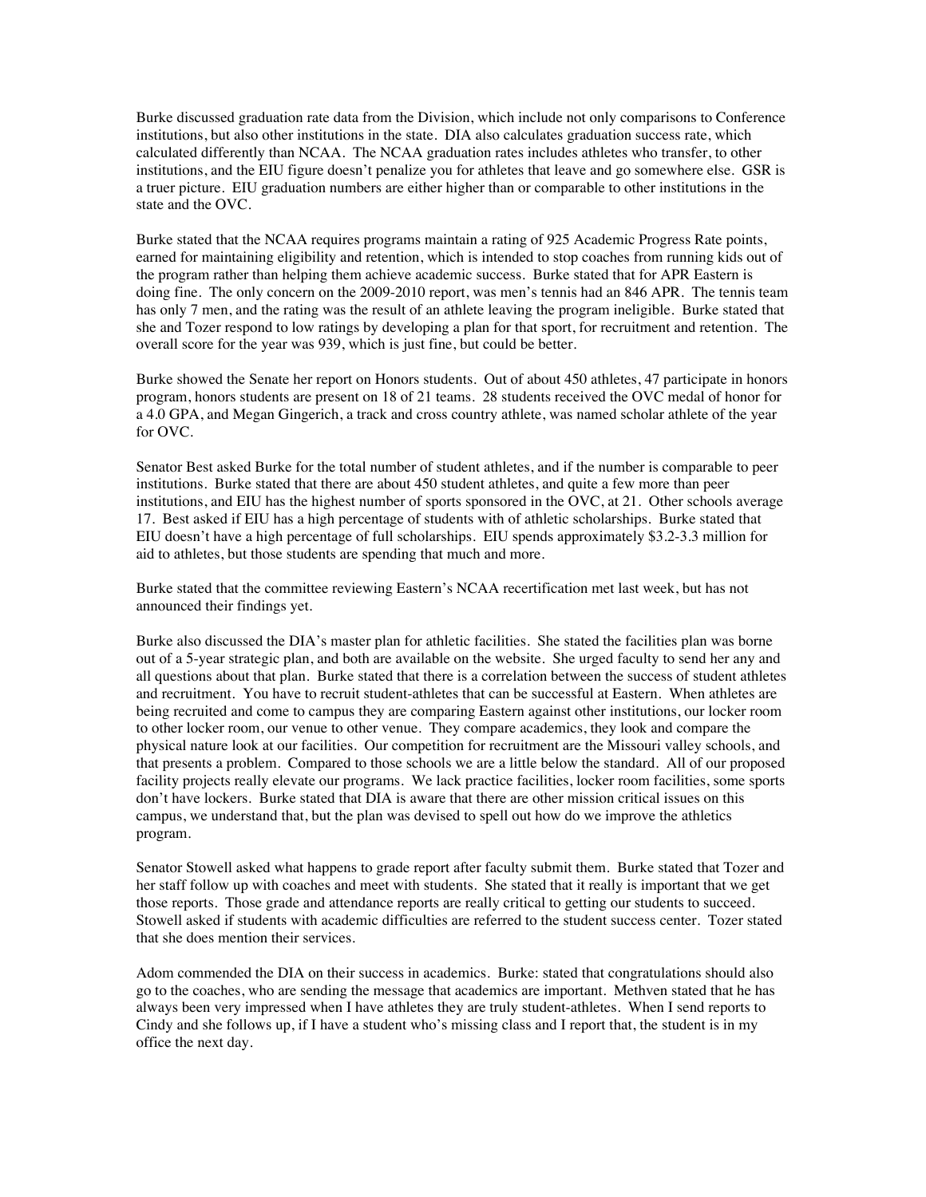Burke discussed graduation rate data from the Division, which include not only comparisons to Conference institutions, but also other institutions in the state. DIA also calculates graduation success rate, which calculated differently than NCAA. The NCAA graduation rates includes athletes who transfer, to other institutions, and the EIU figure doesn't penalize you for athletes that leave and go somewhere else. GSR is a truer picture. EIU graduation numbers are either higher than or comparable to other institutions in the state and the OVC.

Burke stated that the NCAA requires programs maintain a rating of 925 Academic Progress Rate points, earned for maintaining eligibility and retention, which is intended to stop coaches from running kids out of the program rather than helping them achieve academic success. Burke stated that for APR Eastern is doing fine. The only concern on the 2009-2010 report, was men's tennis had an 846 APR. The tennis team has only 7 men, and the rating was the result of an athlete leaving the program ineligible. Burke stated that she and Tozer respond to low ratings by developing a plan for that sport, for recruitment and retention. The overall score for the year was 939, which is just fine, but could be better.

Burke showed the Senate her report on Honors students. Out of about 450 athletes, 47 participate in honors program, honors students are present on 18 of 21 teams. 28 students received the OVC medal of honor for a 4.0 GPA, and Megan Gingerich, a track and cross country athlete, was named scholar athlete of the year for OVC.

Senator Best asked Burke for the total number of student athletes, and if the number is comparable to peer institutions. Burke stated that there are about 450 student athletes, and quite a few more than peer institutions, and EIU has the highest number of sports sponsored in the OVC, at 21. Other schools average 17. Best asked if EIU has a high percentage of students with of athletic scholarships. Burke stated that EIU doesn't have a high percentage of full scholarships. EIU spends approximately $3.2-3.3 million for aid to athletes, but those students are spending that much and more.

Burke stated that the committee reviewing Eastern's NCAA recertification met last week, but has not announced their findings yet.

Burke also discussed the DIA's master plan for athletic facilities. She stated the facilities plan was borne out of a 5-year strategic plan, and both are available on the website. She urged faculty to send her any and all questions about that plan. Burke stated that there is a correlation between the success of student athletes and recruitment. You have to recruit student-athletes that can be successful at Eastern. When athletes are being recruited and come to campus they are comparing Eastern against other institutions, our locker room to other locker room, our venue to other venue. They compare academics, they look and compare the physical nature look at our facilities. Our competition for recruitment are the Missouri valley schools, and that presents a problem. Compared to those schools we are a little below the standard. All of our proposed facility projects really elevate our programs. We lack practice facilities, locker room facilities, some sports don't have lockers. Burke stated that DIA is aware that there are other mission critical issues on this campus, we understand that, but the plan was devised to spell out how do we improve the athletics program.

Senator Stowell asked what happens to grade report after faculty submit them. Burke stated that Tozer and her staff follow up with coaches and meet with students. She stated that it really is important that we get those reports. Those grade and attendance reports are really critical to getting our students to succeed. Stowell asked if students with academic difficulties are referred to the student success center. Tozer stated that she does mention their services.

Adom commended the DIA on their success in academics. Burke: stated that congratulations should also go to the coaches, who are sending the message that academics are important. Methven stated that he has always been very impressed when I have athletes they are truly student-athletes. When I send reports to Cindy and she follows up, if I have a student who's missing class and I report that, the student is in my office the next day.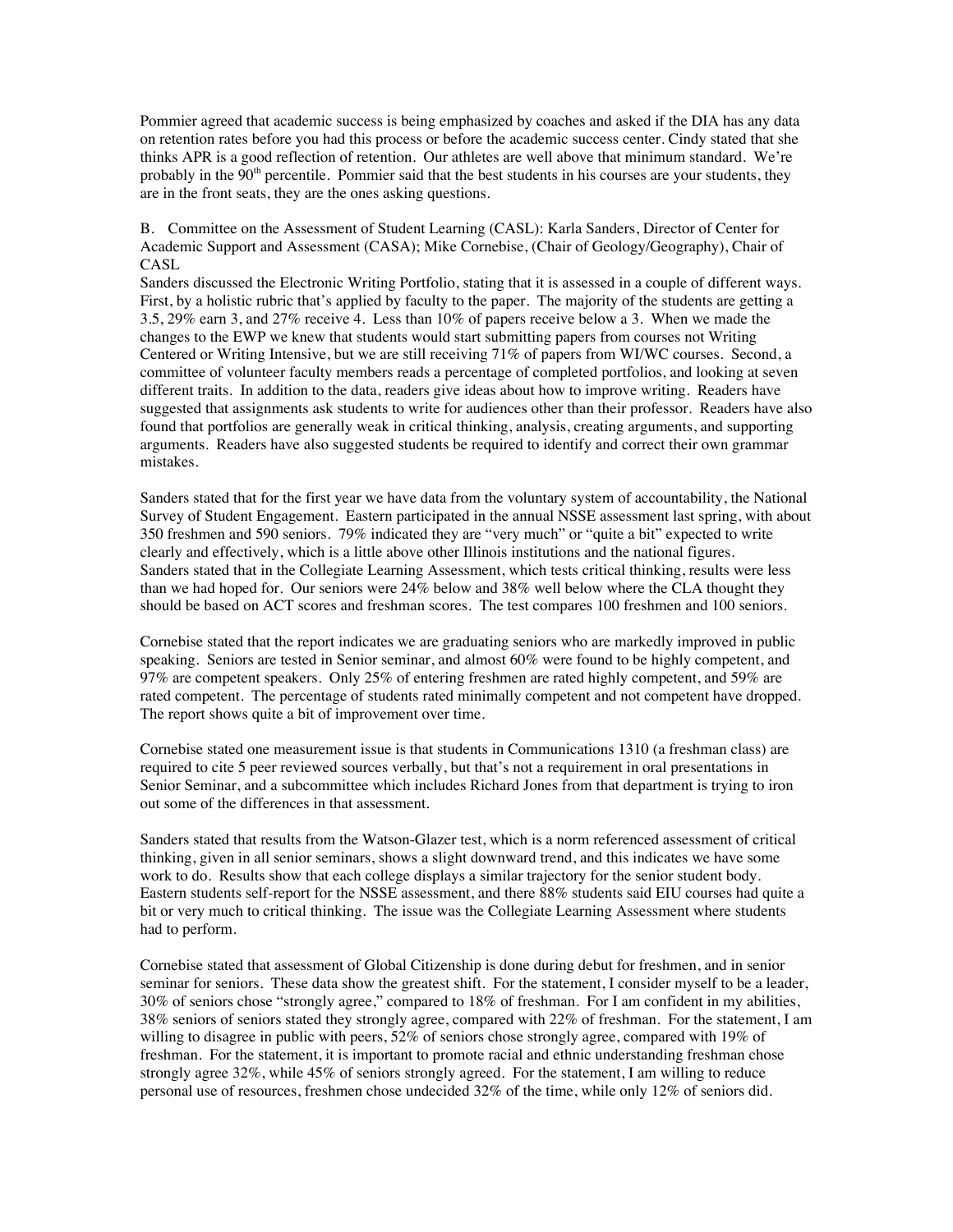Pommier agreed that academic success is being emphasized by coaches and asked if the DIA has any data on retention rates before you had this process or before the academic success center. Cindy stated that she thinks APR is a good reflection of retention. Our athletes are well above that minimum standard. We're probably in the 90th percentile. Pommier said that the best students in his courses are your students, they are in the front seats, they are the ones asking questions.

B. Committee on the Assessment of Student Learning (CASL): Karla Sanders, Director of Center for Academic Support and Assessment (CASA); Mike Cornebise, (Chair of Geology/Geography), Chair of CASL

Sanders discussed the Electronic Writing Portfolio, stating that it is assessed in a couple of different ways. First, by a holistic rubric that's applied by faculty to the paper. The majority of the students are getting a 3.5, 29% earn 3, and 27% receive 4. Less than 10% of papers receive below a 3. When we made the changes to the EWP we knew that students would start submitting papers from courses not Writing Centered or Writing Intensive, but we are still receiving 71% of papers from WI/WC courses. Second, a committee of volunteer faculty members reads a percentage of completed portfolios, and looking at seven different traits. In addition to the data, readers give ideas about how to improve writing. Readers have suggested that assignments ask students to write for audiences other than their professor. Readers have also found that portfolios are generally weak in critical thinking, analysis, creating arguments, and supporting arguments. Readers have also suggested students be required to identify and correct their own grammar mistakes.

Sanders stated that for the first year we have data from the voluntary system of accountability, the National Survey of Student Engagement. Eastern participated in the annual NSSE assessment last spring, with about 350 freshmen and 590 seniors. 79% indicated they are "very much" or "quite a bit" expected to write clearly and effectively, which is a little above other Illinois institutions and the national figures. Sanders stated that in the Collegiate Learning Assessment, which tests critical thinking, results were less than we had hoped for. Our seniors were 24% below and 38% well below where the CLA thought they should be based on ACT scores and freshman scores. The test compares 100 freshmen and 100 seniors.

Cornebise stated that the report indicates we are graduating seniors who are markedly improved in public speaking. Seniors are tested in Senior seminar, and almost 60% were found to be highly competent, and 97% are competent speakers. Only 25% of entering freshmen are rated highly competent, and 59% are rated competent. The percentage of students rated minimally competent and not competent have dropped. The report shows quite a bit of improvement over time.

Cornebise stated one measurement issue is that students in Communications 1310 (a freshman class) are required to cite 5 peer reviewed sources verbally, but that's not a requirement in oral presentations in Senior Seminar, and a subcommittee which includes Richard Jones from that department is trying to iron out some of the differences in that assessment.

Sanders stated that results from the Watson-Glazer test, which is a norm referenced assessment of critical thinking, given in all senior seminars, shows a slight downward trend, and this indicates we have some work to do. Results show that each college displays a similar trajectory for the senior student body. Eastern students self-report for the NSSE assessment, and there 88% students said EIU courses had quite a bit or very much to critical thinking. The issue was the Collegiate Learning Assessment where students had to perform.

Cornebise stated that assessment of Global Citizenship is done during debut for freshmen, and in senior seminar for seniors. These data show the greatest shift. For the statement, I consider myself to be a leader, 30% of seniors chose "strongly agree," compared to 18% of freshman. For I am confident in my abilities, 38% seniors of seniors stated they strongly agree, compared with 22% of freshman. For the statement, I am willing to disagree in public with peers, 52% of seniors chose strongly agree, compared with 19% of freshman. For the statement, it is important to promote racial and ethnic understanding freshman chose strongly agree 32%, while 45% of seniors strongly agreed. For the statement, I am willing to reduce personal use of resources, freshmen chose undecided 32% of the time, while only 12% of seniors did.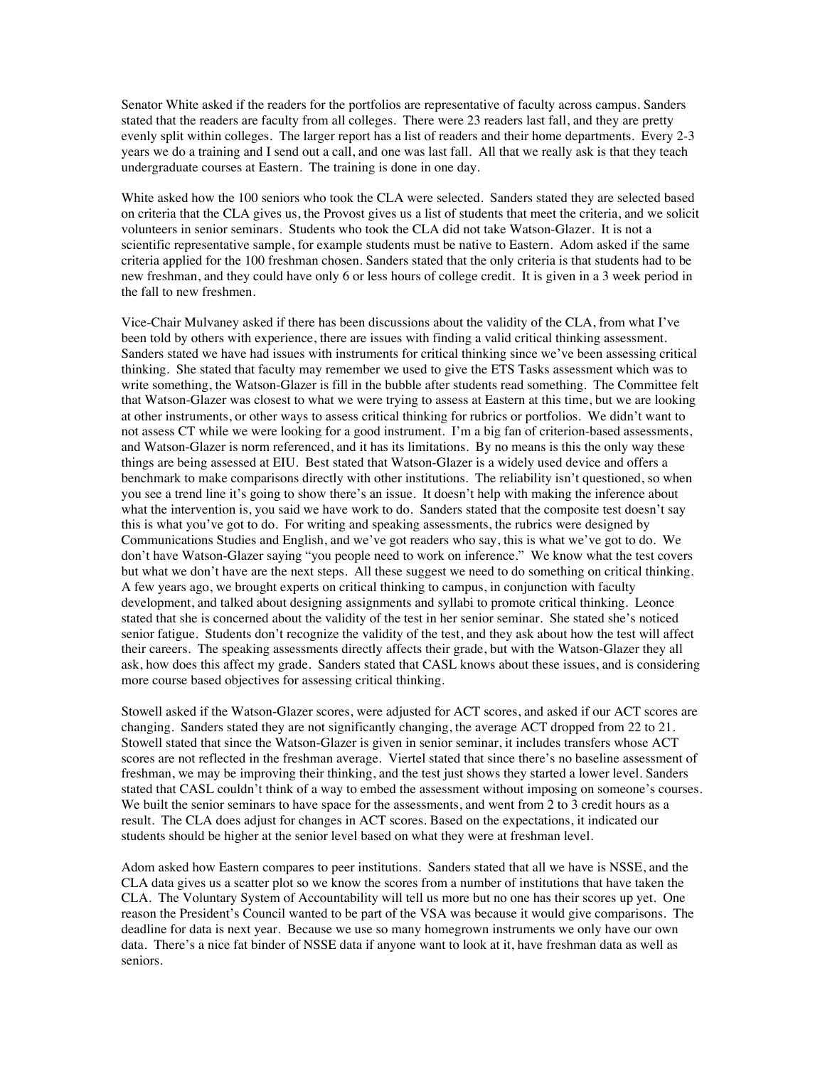Senator White asked if the readers for the portfolios are representative of faculty across campus. Sanders stated that the readers are faculty from all colleges. There were 23 readers last fall, and they are pretty evenly split within colleges. The larger report has a list of readers and their home departments. Every 2-3 years we do a training and I send out a call, and one was last fall. All that we really ask is that they teach undergraduate courses at Eastern. The training is done in one day.

White asked how the 100 seniors who took the CLA were selected. Sanders stated they are selected based on criteria that the CLA gives us, the Provost gives us a list of students that meet the criteria, and we solicit volunteers in senior seminars. Students who took the CLA did not take Watson-Glazer. It is not a scientific representative sample, for example students must be native to Eastern. Adom asked if the same criteria applied for the 100 freshman chosen. Sanders stated that the only criteria is that students had to be new freshman, and they could have only 6 or less hours of college credit. It is given in a 3 week period in the fall to new freshmen.

Vice-Chair Mulvaney asked if there has been discussions about the validity of the CLA, from what I've been told by others with experience, there are issues with finding a valid critical thinking assessment. Sanders stated we have had issues with instruments for critical thinking since we've been assessing critical thinking. She stated that faculty may remember we used to give the ETS Tasks assessment which was to write something, the Watson-Glazer is fill in the bubble after students read something. The Committee felt that Watson-Glazer was closest to what we were trying to assess at Eastern at this time, but we are looking at other instruments, or other ways to assess critical thinking for rubrics or portfolios. We didn't want to not assess CT while we were looking for a good instrument. I'm a big fan of criterion-based assessments, and Watson-Glazer is norm referenced, and it has its limitations. By no means is this the only way these things are being assessed at EIU. Best stated that Watson-Glazer is a widely used device and offers a benchmark to make comparisons directly with other institutions. The reliability isn't questioned, so when you see a trend line it's going to show there's an issue. It doesn't help with making the inference about what the intervention is, you said we have work to do. Sanders stated that the composite test doesn't say this is what you've got to do. For writing and speaking assessments, the rubrics were designed by Communications Studies and English, and we've got readers who say, this is what we've got to do. We don't have Watson-Glazer saying "you people need to work on inference." We know what the test covers but what we don't have are the next steps. All these suggest we need to do something on critical thinking. A few years ago, we brought experts on critical thinking to campus, in conjunction with faculty development, and talked about designing assignments and syllabi to promote critical thinking. Leonce stated that she is concerned about the validity of the test in her senior seminar. She stated she's noticed senior fatigue. Students don't recognize the validity of the test, and they ask about how the test will affect their careers. The speaking assessments directly affects their grade, but with the Watson-Glazer they all ask, how does this affect my grade. Sanders stated that CASL knows about these issues, and is considering more course based objectives for assessing critical thinking.

Stowell asked if the Watson-Glazer scores, were adjusted for ACT scores, and asked if our ACT scores are changing. Sanders stated they are not significantly changing, the average ACT dropped from 22 to 21. Stowell stated that since the Watson-Glazer is given in senior seminar, it includes transfers whose ACT scores are not reflected in the freshman average. Viertel stated that since there's no baseline assessment of freshman, we may be improving their thinking, and the test just shows they started a lower level. Sanders stated that CASL couldn't think of a way to embed the assessment without imposing on someone's courses. We built the senior seminars to have space for the assessments, and went from 2 to 3 credit hours as a result. The CLA does adjust for changes in ACT scores. Based on the expectations, it indicated our students should be higher at the senior level based on what they were at freshman level.

Adom asked how Eastern compares to peer institutions. Sanders stated that all we have is NSSE, and the CLA data gives us a scatter plot so we know the scores from a number of institutions that have taken the CLA. The Voluntary System of Accountability will tell us more but no one has their scores up yet. One reason the President's Council wanted to be part of the VSA was because it would give comparisons. The deadline for data is next year. Because we use so many homegrown instruments we only have our own data. There's a nice fat binder of NSSE data if anyone want to look at it, have freshman data as well as seniors.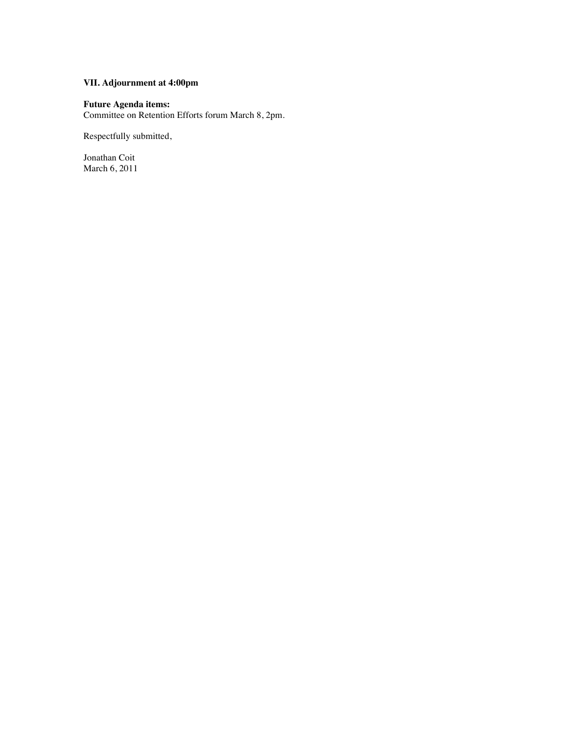**VII. Adjournment at 4:00pm**

**Future Agenda items:**
Committee on Retention Efforts forum March 8, 2pm.

Respectfully submitted,

Jonathan Coit
March 6, 2011